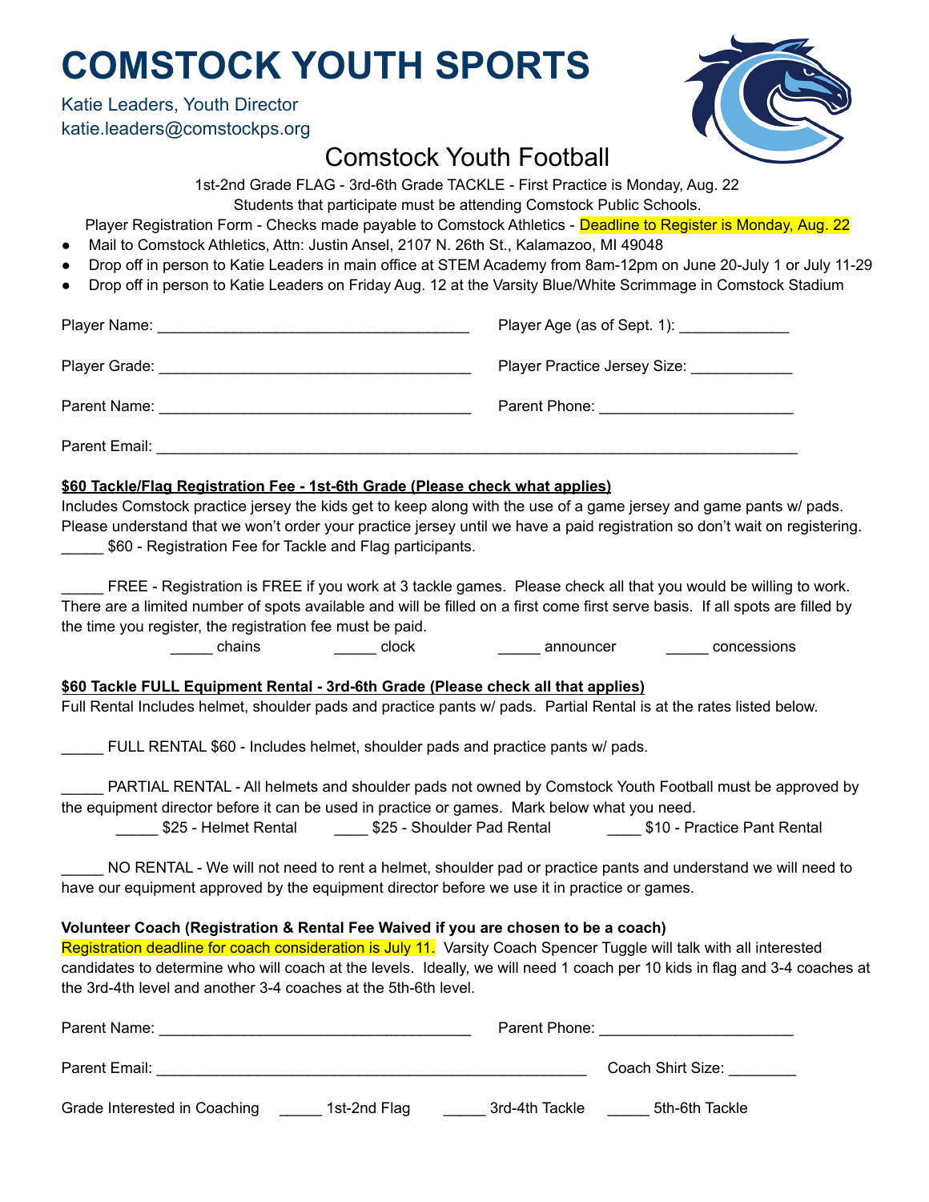# COMSTOCK YOUTH SPORTS

Katie Leaders, Youth Director
katie.leaders@comstockps.org

## Comstock Youth Football

1st-2nd Grade FLAG - 3rd-6th Grade TACKLE - First Practice is Monday, Aug. 22
Students that participate must be attending Comstock Public Schools.
Player Registration Form - Checks made payable to Comstock Athletics - Deadline to Register is Monday, Aug. 22

- Mail to Comstock Athletics, Attn: Justin Ansel, 2107 N. 26th St., Kalamazoo, MI 49048
- Drop off in person to Katie Leaders in main office at STEM Academy from 8am-12pm on June 20-July 1 or July 11-29
- Drop off in person to Katie Leaders on Friday Aug. 12 at the Varsity Blue/White Scrimmage in Comstock Stadium

Player Name: ______________________________________ Player Age (as of Sept. 1): _____________

Player Grade: ______________________________________ Player Practice Jersey Size: ____________

Parent Name: ______________________________________ Parent Phone: ______________________

Parent Email: ____________________________________________________________________________

**$60 Tackle/Flag Registration Fee - 1st-6th Grade (Please check what applies)**

Includes Comstock practice jersey the kids get to keep along with the use of a game jersey and game pants w/ pads. Please understand that we won't order your practice jersey until we have a paid registration so don't wait on registering.

_____ $60 - Registration Fee for Tackle and Flag participants.

_____ FREE - Registration is FREE if you work at 3 tackle games. Please check all that you would be willing to work. There are a limited number of spots available and will be filled on a first come first serve basis. If all spots are filled by the time you register, the registration fee must be paid.

_____ chains _____ clock _____ announcer _____ concessions

**$60 Tackle FULL Equipment Rental - 3rd-6th Grade (Please check all that applies)**

Full Rental Includes helmet, shoulder pads and practice pants w/ pads. Partial Rental is at the rates listed below.

_____ FULL RENTAL $60 - Includes helmet, shoulder pads and practice pants w/ pads.

_____ PARTIAL RENTAL - All helmets and shoulder pads not owned by Comstock Youth Football must be approved by the equipment director before it can be used in practice or games. Mark below what you need.

_____ $25 - Helmet Rental ____ $25 - Shoulder Pad Rental ____ $10 - Practice Pant Rental

_____ NO RENTAL - We will not need to rent a helmet, shoulder pad or practice pants and understand we will need to have our equipment approved by the equipment director before we use it in practice or games.

**Volunteer Coach (Registration & Rental Fee Waived if you are chosen to be a coach)**

Registration deadline for coach consideration is July 11. Varsity Coach Spencer Tuggle will talk with all interested candidates to determine who will coach at the levels. Ideally, we will need 1 coach per 10 kids in flag and 3-4 coaches at the 3rd-4th level and another 3-4 coaches at the 5th-6th level.

Parent Name: ______________________________________ Parent Phone: ______________________

Parent Email: ____________________________________________________ Coach Shirt Size: ________

Grade Interested in Coaching _____ 1st-2nd Flag _____ 3rd-4th Tackle _____ 5th-6th Tackle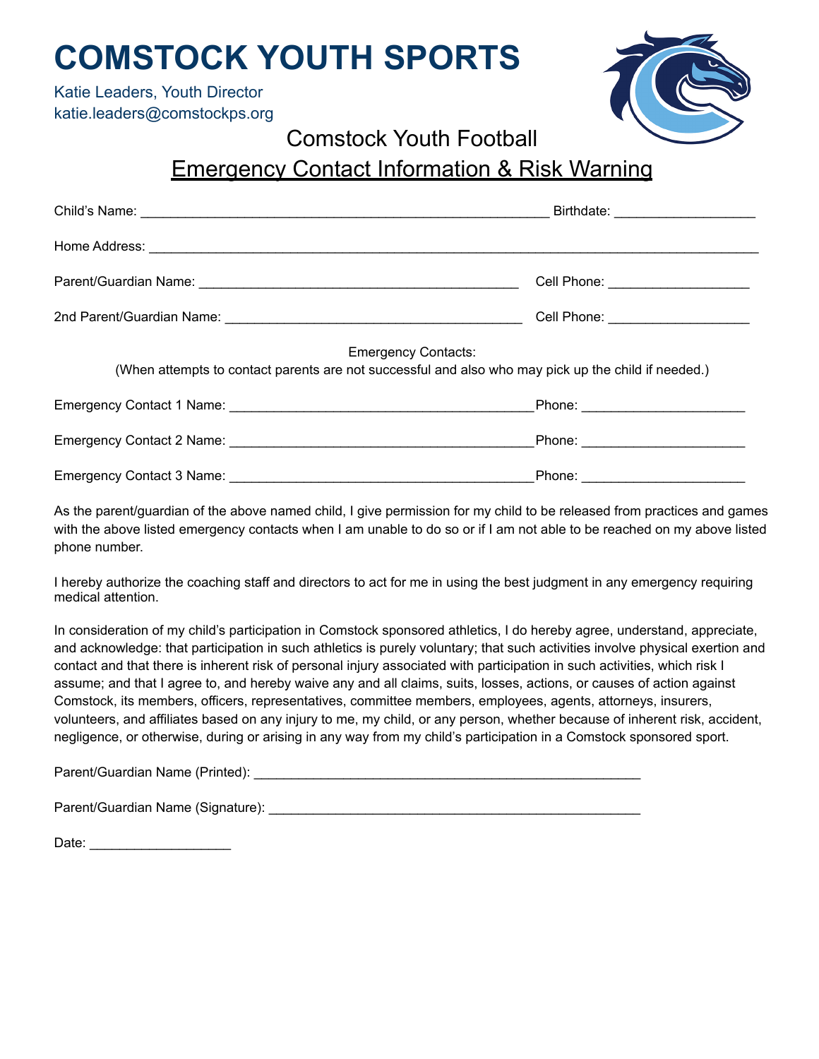# COMSTOCK YOUTH SPORTS

Katie Leaders, Youth Director
katie.leaders@comstockps.org

## Comstock Youth Football

## Emergency Contact Information & Risk Warning

Child's Name: ________________________________________________________ Birthdate: ___________________

Home Address: ___________________________________________________________________________________

Parent/Guardian Name: ___________________________________________ Cell Phone: ___________________

2nd Parent/Guardian Name: ________________________________________ Cell Phone: ___________________

Emergency Contacts:
(When attempts to contact parents are not successful and also who may pick up the child if needed.)

Emergency Contact 1 Name: _________________________________________Phone: _____________________

Emergency Contact 2 Name: _________________________________________Phone: _____________________

Emergency Contact 3 Name: _________________________________________Phone: _____________________

As the parent/guardian of the above named child, I give permission for my child to be released from practices and games with the above listed emergency contacts when I am unable to do so or if I am not able to be reached on my above listed phone number.

I hereby authorize the coaching staff and directors to act for me in using the best judgment in any emergency requiring medical attention.

In consideration of my child's participation in Comstock sponsored athletics, I do hereby agree, understand, appreciate, and acknowledge: that participation in such athletics is purely voluntary; that such activities involve physical exertion and contact and that there is inherent risk of personal injury associated with participation in such activities, which risk I assume; and that I agree to, and hereby waive any and all claims, suits, losses, actions, or causes of action against Comstock, its members, officers, representatives, committee members, employees, agents, attorneys, insurers, volunteers, and affiliates based on any injury to me, my child, or any person, whether because of inherent risk, accident, negligence, or otherwise, during or arising in any way from my child's participation in a Comstock sponsored sport.

Parent/Guardian Name (Printed): _____________________________________________________

Parent/Guardian Name (Signature): ___________________________________________________

Date: ___________________